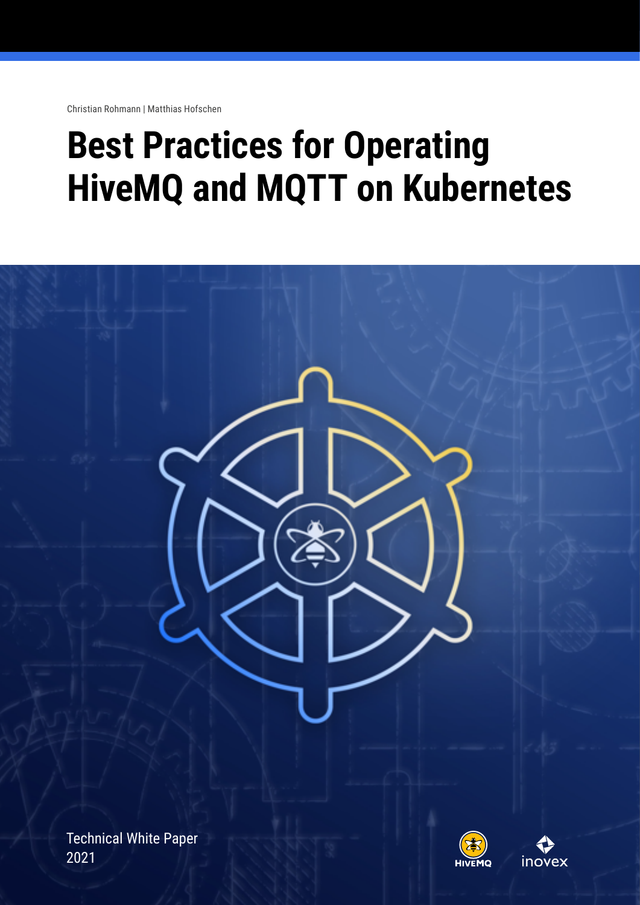Christian Rohmann | Matthias Hofschen

# Best Practices for Operating HiveMQ and MQTT on Kubernetes

Technical White Paper
2021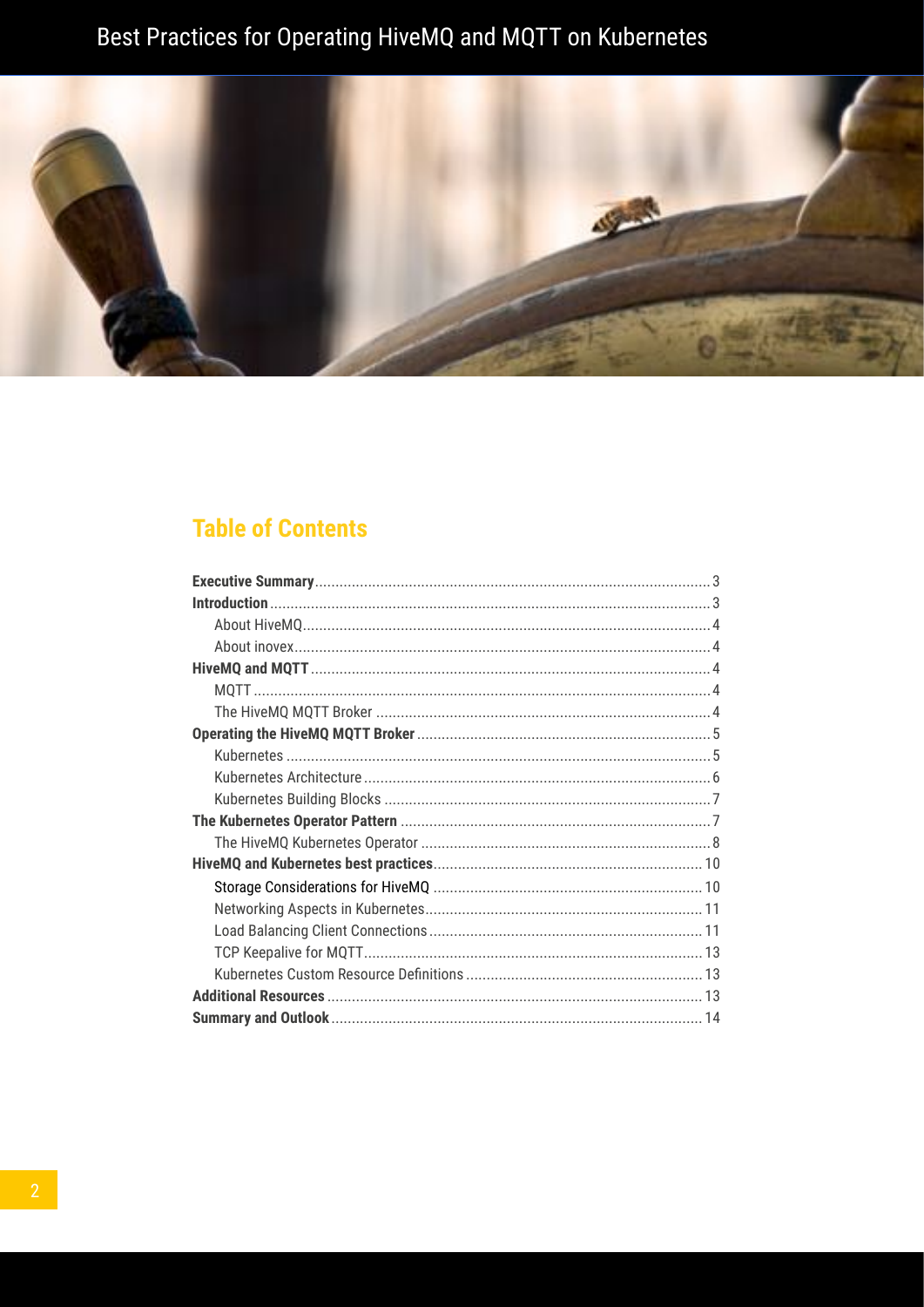## Table of Contents

| | |
|---|---|
| **Executive Summary** | 3 |
| **Introduction** | 3 |
| About HiveMQ | 4 |
| About inovex | 4 |
| **HiveMQ and MQTT** | 4 |
| MQTT | 4 |
| The HiveMQ MQTT Broker | 4 |
| **Operating the HiveMQ MQTT Broker** | 5 |
| Kubernetes | 5 |
| Kubernetes Architecture | 6 |
| Kubernetes Building Blocks | 7 |
| **The Kubernetes Operator Pattern** | 7 |
| The HiveMQ Kubernetes Operator | 8 |
| **HiveMQ and Kubernetes best practices** | 10 |
| Storage Considerations for HiveMQ | 10 |
| Networking Aspects in Kubernetes | 11 |
| Load Balancing Client Connections | 11 |
| TCP Keepalive for MQTT | 13 |
| Kubernetes Custom Resource Definitions | 13 |
| **Additional Resources** | 13 |
| **Summary and Outlook** | 14 |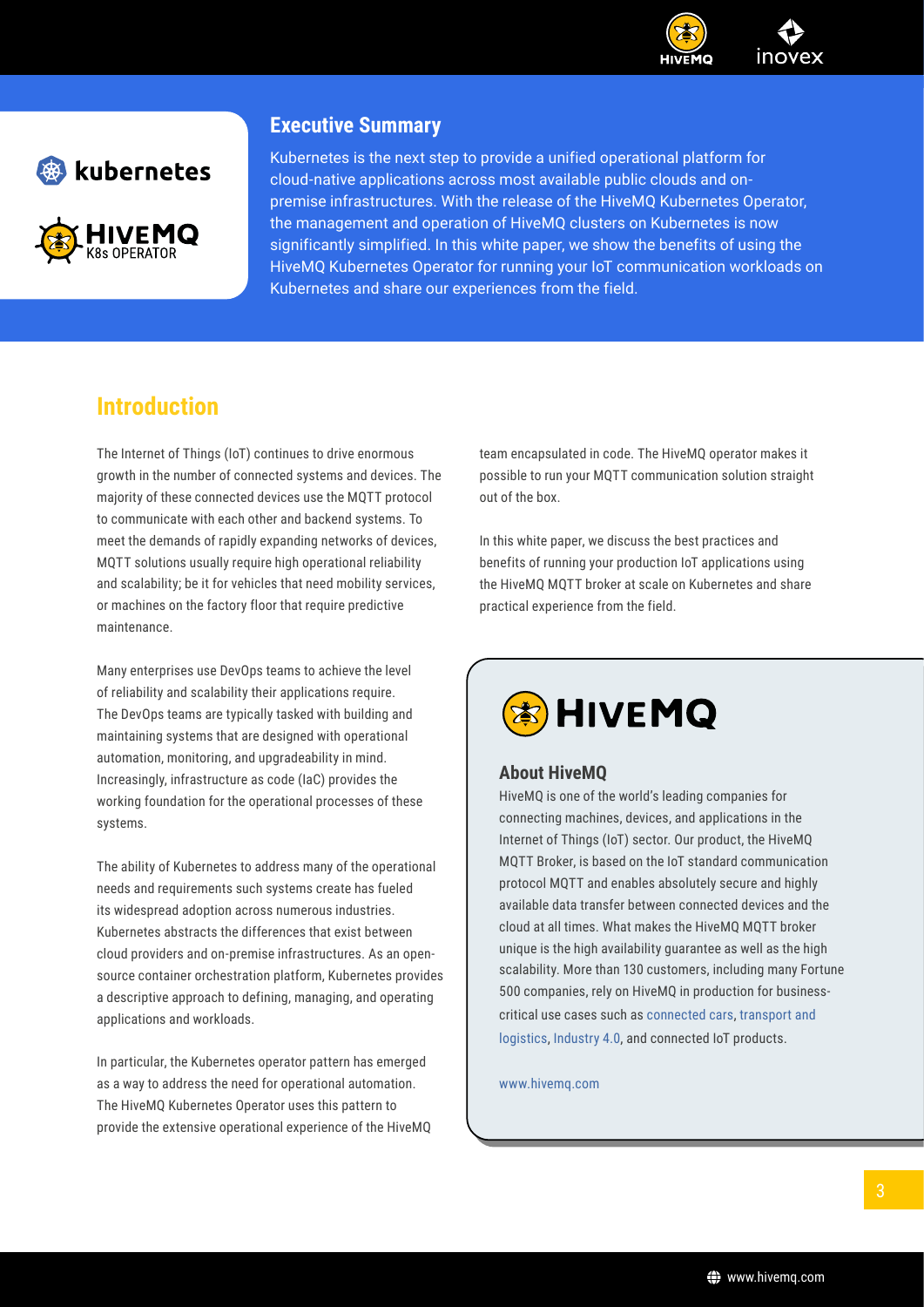## Executive Summary

Kubernetes is the next step to provide a unified operational platform for cloud-native applications across most available public clouds and on-premise infrastructures. With the release of the HiveMQ Kubernetes Operator, the management and operation of HiveMQ clusters on Kubernetes is now significantly simplified. In this white paper, we show the benefits of using the HiveMQ Kubernetes Operator for running your IoT communication workloads on Kubernetes and share our experiences from the field.

## Introduction

The Internet of Things (IoT) continues to drive enormous growth in the number of connected systems and devices. The majority of these connected devices use the MQTT protocol to communicate with each other and backend systems. To meet the demands of rapidly expanding networks of devices, MQTT solutions usually require high operational reliability and scalability; be it for vehicles that need mobility services, or machines on the factory floor that require predictive maintenance.

Many enterprises use DevOps teams to achieve the level of reliability and scalability their applications require. The DevOps teams are typically tasked with building and maintaining systems that are designed with operational automation, monitoring, and upgradeability in mind. Increasingly, infrastructure as code (IaC) provides the working foundation for the operational processes of these systems.

The ability of Kubernetes to address many of the operational needs and requirements such systems create has fueled its widespread adoption across numerous industries. Kubernetes abstracts the differences that exist between cloud providers and on-premise infrastructures. As an open-source container orchestration platform, Kubernetes provides a descriptive approach to defining, managing, and operating applications and workloads.

In particular, the Kubernetes operator pattern has emerged as a way to address the need for operational automation. The HiveMQ Kubernetes Operator uses this pattern to provide the extensive operational experience of the HiveMQ team encapsulated in code. The HiveMQ operator makes it possible to run your MQTT communication solution straight out of the box.

In this white paper, we discuss the best practices and benefits of running your production IoT applications using the HiveMQ MQTT broker at scale on Kubernetes and share practical experience from the field.

### About HiveMQ

HiveMQ is one of the world's leading companies for connecting machines, devices, and applications in the Internet of Things (IoT) sector. Our product, the HiveMQ MQTT Broker, is based on the IoT standard communication protocol MQTT and enables absolutely secure and highly available data transfer between connected devices and the cloud at all times. What makes the HiveMQ MQTT broker unique is the high availability guarantee as well as the high scalability. More than 130 customers, including many Fortune 500 companies, rely on HiveMQ in production for business-critical use cases such as connected cars, transport and logistics, Industry 4.0, and connected IoT products.

www.hivemq.com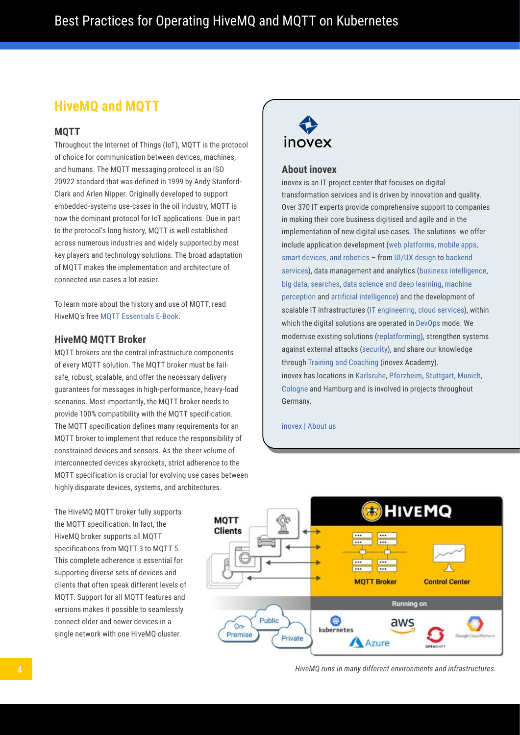## HiveMQ and MQTT

### MQTT

Throughout the Internet of Things (IoT), MQTT is the protocol of choice for communication between devices, machines, and humans. The MQTT messaging protocol is an ISO 20922 standard that was defined in 1999 by Andy Stanford-Clark and Arlen Nipper. Originally developed to support embedded-systems use-cases in the oil industry, MQTT is now the dominant protocol for IoT applications. Due in part to the protocol's long history, MQTT is well established across numerous industries and widely supported by most key players and technology solutions. The broad adaptation of MQTT makes the implementation and architecture of connected use cases a lot easier.

To learn more about the history and use of MQTT, read HiveMQ's free MQTT Essentials E-Book.

### HiveMQ MQTT Broker

MQTT brokers are the central infrastructure components of every MQTT solution. The MQTT broker must be fail-safe, robust, scalable, and offer the necessary delivery guarantees for messages in high-performance, heavy-load scenarios. Most importantly, the MQTT broker needs to provide 100% compatibility with the MQTT specification. The MQTT specification defines many requirements for an MQTT broker to implement that reduce the responsibility of constrained devices and sensors. As the sheer volume of interconnected devices skyrockets, strict adherence to the MQTT specification is crucial for evolving use cases between highly disparate devices, systems, and architectures.

The HiveMQ MQTT broker fully supports the MQTT specification. In fact, the HiveMQ broker supports all MQTT specifications from MQTT 3 to MQTT 5. This complete adherence is essential for supporting diverse sets of devices and clients that often speak different levels of MQTT. Support for all MQTT features and versions makes it possible to seamlessly connect older and newer devices in a single network with one HiveMQ cluster.

### About inovex

inovex is an IT project center that focuses on digital transformation services and is driven by innovation and quality. Over 370 IT experts provide comprehensive support to companies in making their core business digitised and agile and in the implementation of new digital use cases. The solutions we offer include application development (web platforms, mobile apps, smart devices, and robotics – from UI/UX design to backend services), data management and analytics (business intelligence, big data, searches, data science and deep learning, machine perception and artificial intelligence) and the development of scalable IT infrastructures (IT engineering, cloud services), within which the digital solutions are operated in DevOps mode. We modernise existing solutions (replatforming), strengthen systems against external attacks (security), and share our knowledge through Training and Coaching (inovex Academy).
inovex has locations in Karlsruhe, Pforzheim, Stuttgart, Munich, Cologne and Hamburg and is involved in projects throughout Germany.

inovex | About us

*HiveMQ runs in many different environments and infrastructures.*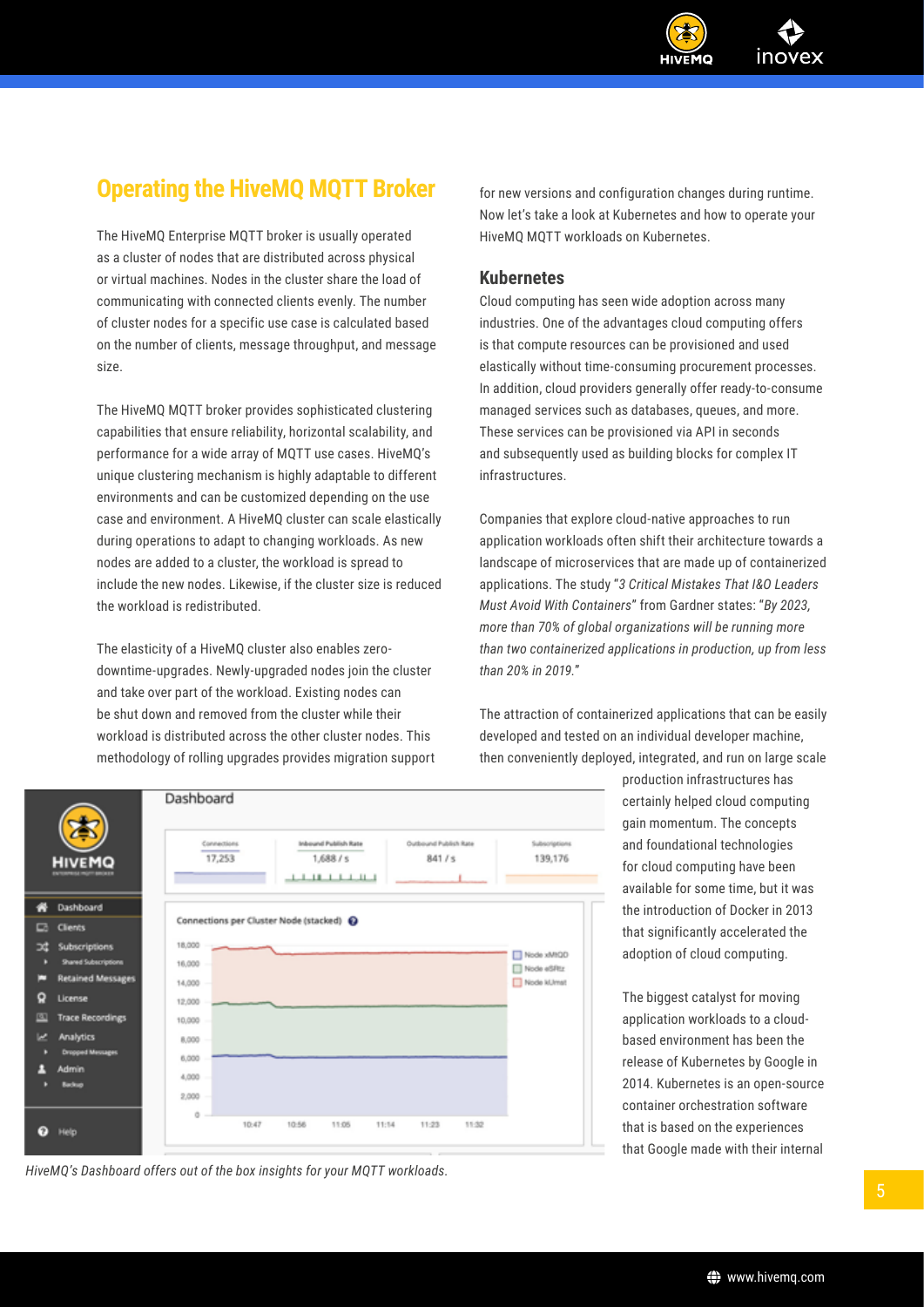## Operating the HiveMQ MQTT Broker

The HiveMQ Enterprise MQTT broker is usually operated as a cluster of nodes that are distributed across physical or virtual machines. Nodes in the cluster share the load of communicating with connected clients evenly. The number of cluster nodes for a specific use case is calculated based on the number of clients, message throughput, and message size.

The HiveMQ MQTT broker provides sophisticated clustering capabilities that ensure reliability, horizontal scalability, and performance for a wide array of MQTT use cases. HiveMQ's unique clustering mechanism is highly adaptable to different environments and can be customized depending on the use case and environment. A HiveMQ cluster can scale elastically during operations to adapt to changing workloads. As new nodes are added to a cluster, the workload is spread to include the new nodes. Likewise, if the cluster size is reduced the workload is redistributed.

The elasticity of a HiveMQ cluster also enables zero-downtime-upgrades. Newly-upgraded nodes join the cluster and take over part of the workload. Existing nodes can be shut down and removed from the cluster while their workload is distributed across the other cluster nodes. This methodology of rolling upgrades provides migration support for new versions and configuration changes during runtime. Now let's take a look at Kubernetes and how to operate your HiveMQ MQTT workloads on Kubernetes.

*HiveMQ's Dashboard offers out of the box insights for your MQTT workloads.*

### Kubernetes

Cloud computing has seen wide adoption across many industries. One of the advantages cloud computing offers is that compute resources can be provisioned and used elastically without time-consuming procurement processes. In addition, cloud providers generally offer ready-to-consume managed services such as databases, queues, and more. These services can be provisioned via API in seconds and subsequently used as building blocks for complex IT infrastructures.

Companies that explore cloud-native approaches to run application workloads often shift their architecture towards a landscape of microservices that are made up of containerized applications. The study "*3 Critical Mistakes That I&O Leaders Must Avoid With Containers*" from Gardner states: "*By 2023, more than 70% of global organizations will be running more than two containerized applications in production, up from less than 20% in 2019.*"

The attraction of containerized applications that can be easily developed and tested on an individual developer machine, then conveniently deployed, integrated, and run on large scale production infrastructures has certainly helped cloud computing gain momentum. The concepts and foundational technologies for cloud computing have been available for some time, but it was the introduction of Docker in 2013 that significantly accelerated the adoption of cloud computing.

The biggest catalyst for moving application workloads to a cloud-based environment has been the release of Kubernetes by Google in 2014. Kubernetes is an open-source container orchestration software that is based on the experiences that Google made with their internal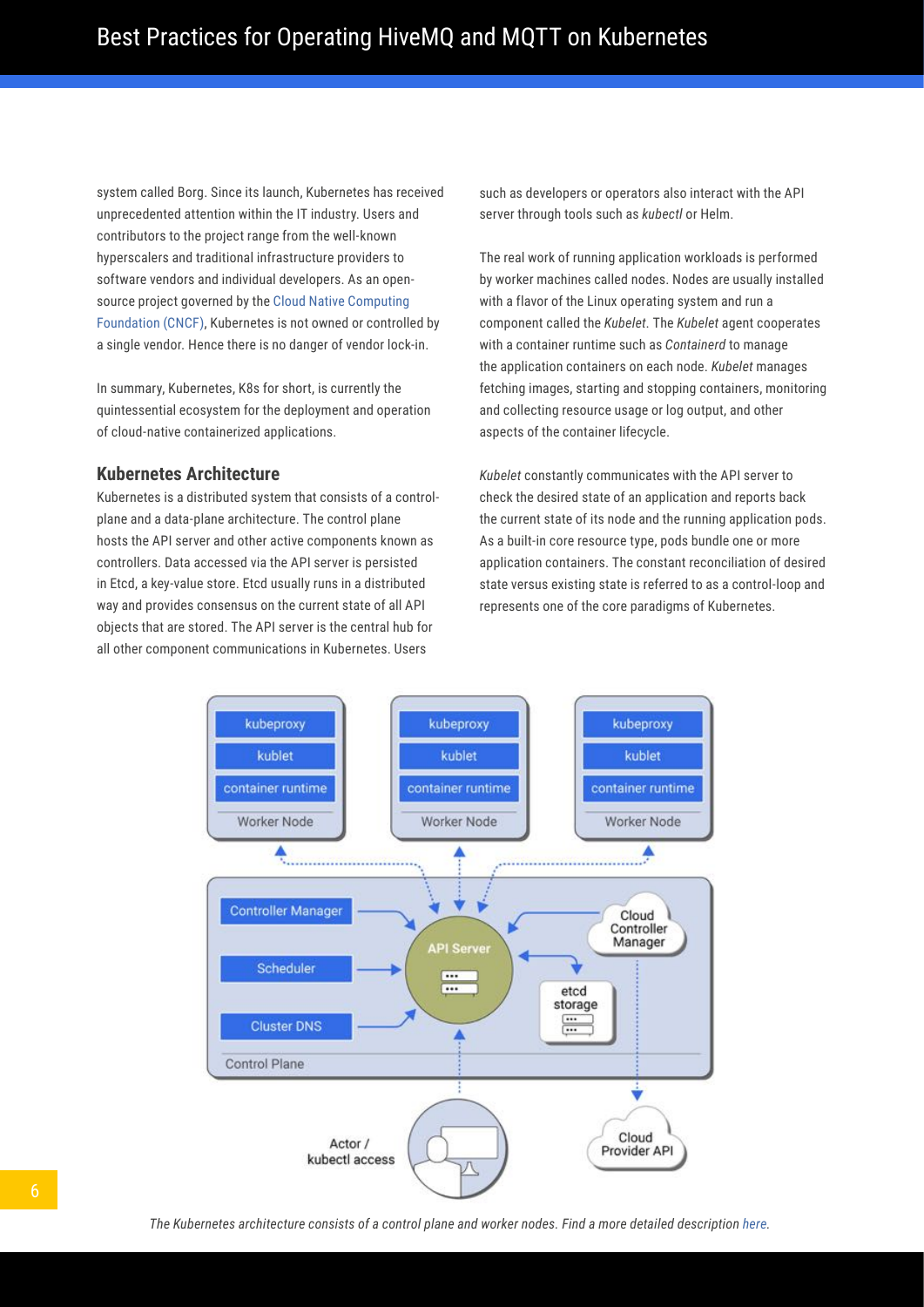system called Borg. Since its launch, Kubernetes has received unprecedented attention within the IT industry. Users and contributors to the project range from the well-known hyperscalers and traditional infrastructure providers to software vendors and individual developers. As an open-source project governed by the Cloud Native Computing Foundation (CNCF), Kubernetes is not owned or controlled by a single vendor. Hence there is no danger of vendor lock-in.

In summary, Kubernetes, K8s for short, is currently the quintessential ecosystem for the deployment and operation of cloud-native containerized applications.

### Kubernetes Architecture

Kubernetes is a distributed system that consists of a control-plane and a data-plane architecture. The control plane hosts the API server and other active components known as controllers. Data accessed via the API server is persisted in Etcd, a key-value store. Etcd usually runs in a distributed way and provides consensus on the current state of all API objects that are stored. The API server is the central hub for all other component communications in Kubernetes. Users such as developers or operators also interact with the API server through tools such as *kubectl* or Helm.

The real work of running application workloads is performed by worker machines called nodes. Nodes are usually installed with a flavor of the Linux operating system and run a component called the *Kubelet*. The *Kubelet* agent cooperates with a container runtime such as *Containerd* to manage the application containers on each node. *Kubelet* manages fetching images, starting and stopping containers, monitoring and collecting resource usage or log output, and other aspects of the container lifecycle.

*Kubelet* constantly communicates with the API server to check the desired state of an application and reports back the current state of its node and the running application pods. As a built-in core resource type, pods bundle one or more application containers. The constant reconciliation of desired state versus existing state is referred to as a control-loop and represents one of the core paradigms of Kubernetes.

*The Kubernetes architecture consists of a control plane and worker nodes. Find a more detailed description here.*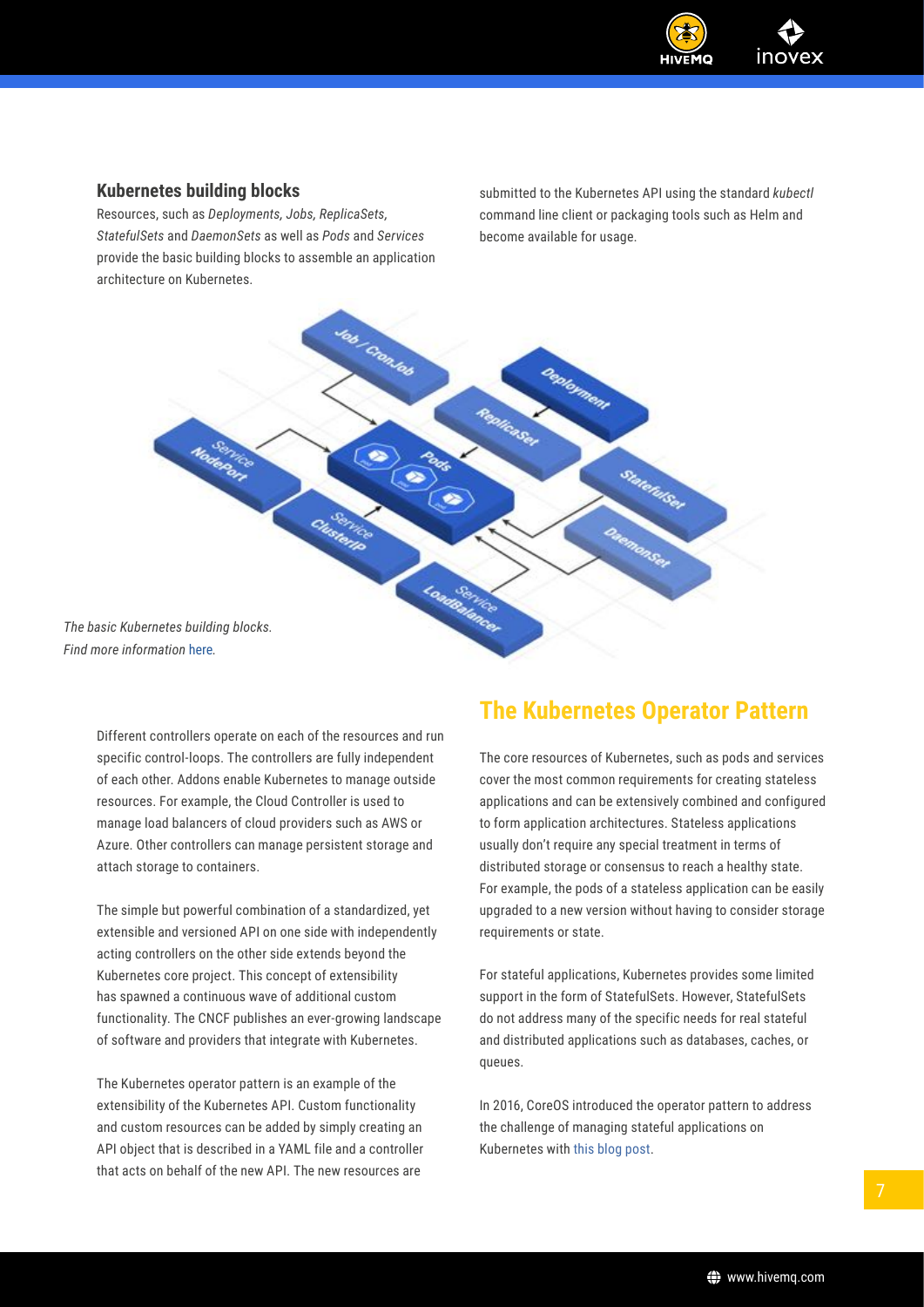### Kubernetes building blocks

Resources, such as *Deployments, Jobs, ReplicaSets, StatefulSets* and *DaemonSets* as well as *Pods* and *Services* provide the basic building blocks to assemble an application architecture on Kubernetes.

*The basic Kubernetes building blocks.*
*Find more information* here*.*

Different controllers operate on each of the resources and run specific control-loops. The controllers are fully independent of each other. Addons enable Kubernetes to manage outside resources. For example, the Cloud Controller is used to manage load balancers of cloud providers such as AWS or Azure. Other controllers can manage persistent storage and attach storage to containers.

The simple but powerful combination of a standardized, yet extensible and versioned API on one side with independently acting controllers on the other side extends beyond the Kubernetes core project. This concept of extensibility has spawned a continuous wave of additional custom functionality. The CNCF publishes an ever-growing landscape of software and providers that integrate with Kubernetes.

The Kubernetes operator pattern is an example of the extensibility of the Kubernetes API. Custom functionality and custom resources can be added by simply creating an API object that is described in a YAML file and a controller that acts on behalf of the new API. The new resources are submitted to the Kubernetes API using the standard *kubectl* command line client or packaging tools such as Helm and become available for usage.

## The Kubernetes Operator Pattern

The core resources of Kubernetes, such as pods and services cover the most common requirements for creating stateless applications and can be extensively combined and configured to form application architectures. Stateless applications usually don't require any special treatment in terms of distributed storage or consensus to reach a healthy state. For example, the pods of a stateless application can be easily upgraded to a new version without having to consider storage requirements or state.

For stateful applications, Kubernetes provides some limited support in the form of StatefulSets. However, StatefulSets do not address many of the specific needs for real stateful and distributed applications such as databases, caches, or queues.

In 2016, CoreOS introduced the operator pattern to address the challenge of managing stateful applications on Kubernetes with this blog post.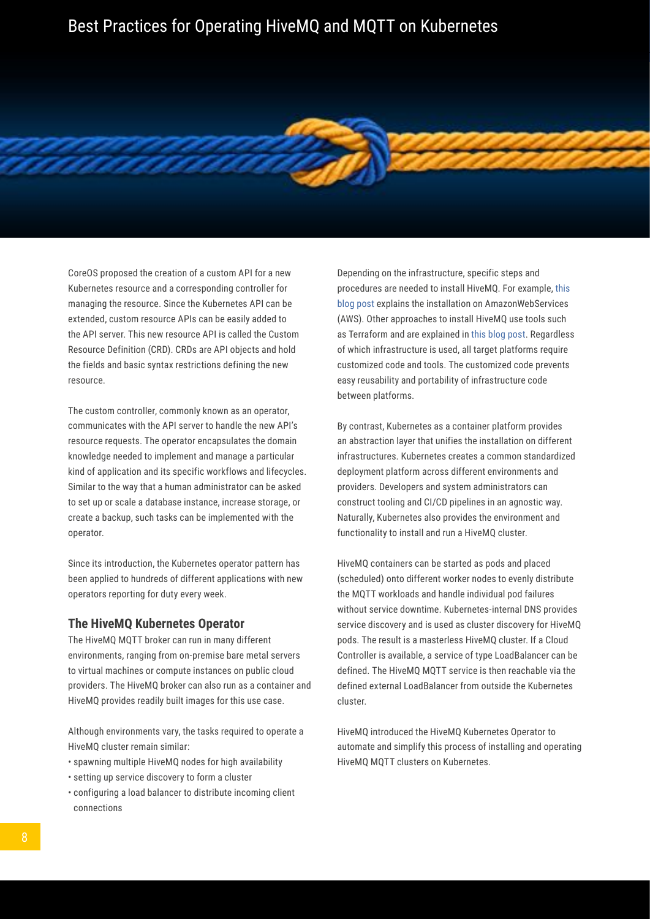CoreOS proposed the creation of a custom API for a new Kubernetes resource and a corresponding controller for managing the resource. Since the Kubernetes API can be extended, custom resource APIs can be easily added to the API server. This new resource API is called the Custom Resource Definition (CRD). CRDs are API objects and hold the fields and basic syntax restrictions defining the new resource.

The custom controller, commonly known as an operator, communicates with the API server to handle the new API's resource requests. The operator encapsulates the domain knowledge needed to implement and manage a particular kind of application and its specific workflows and lifecycles. Similar to the way that a human administrator can be asked to set up or scale a database instance, increase storage, or create a backup, such tasks can be implemented with the operator.

Since its introduction, the Kubernetes operator pattern has been applied to hundreds of different applications with new operators reporting for duty every week.

### The HiveMQ Kubernetes Operator

The HiveMQ MQTT broker can run in many different environments, ranging from on-premise bare metal servers to virtual machines or compute instances on public cloud providers. The HiveMQ broker can also run as a container and HiveMQ provides readily built images for this use case.

Although environments vary, the tasks required to operate a HiveMQ cluster remain similar:

- spawning multiple HiveMQ nodes for high availability
- setting up service discovery to form a cluster
- configuring a load balancer to distribute incoming client connections

Depending on the infrastructure, specific steps and procedures are needed to install HiveMQ. For example, this blog post explains the installation on AmazonWebServices (AWS). Other approaches to install HiveMQ use tools such as Terraform and are explained in this blog post. Regardless of which infrastructure is used, all target platforms require customized code and tools. The customized code prevents easy reusability and portability of infrastructure code between platforms.

By contrast, Kubernetes as a container platform provides an abstraction layer that unifies the installation on different infrastructures. Kubernetes creates a common standardized deployment platform across different environments and providers. Developers and system administrators can construct tooling and CI/CD pipelines in an agnostic way. Naturally, Kubernetes also provides the environment and functionality to install and run a HiveMQ cluster.

HiveMQ containers can be started as pods and placed (scheduled) onto different worker nodes to evenly distribute the MQTT workloads and handle individual pod failures without service downtime. Kubernetes-internal DNS provides service discovery and is used as cluster discovery for HiveMQ pods. The result is a masterless HiveMQ cluster. If a Cloud Controller is available, a service of type LoadBalancer can be defined. The HiveMQ MQTT service is then reachable via the defined external LoadBalancer from outside the Kubernetes cluster.

HiveMQ introduced the HiveMQ Kubernetes Operator to automate and simplify this process of installing and operating HiveMQ MQTT clusters on Kubernetes.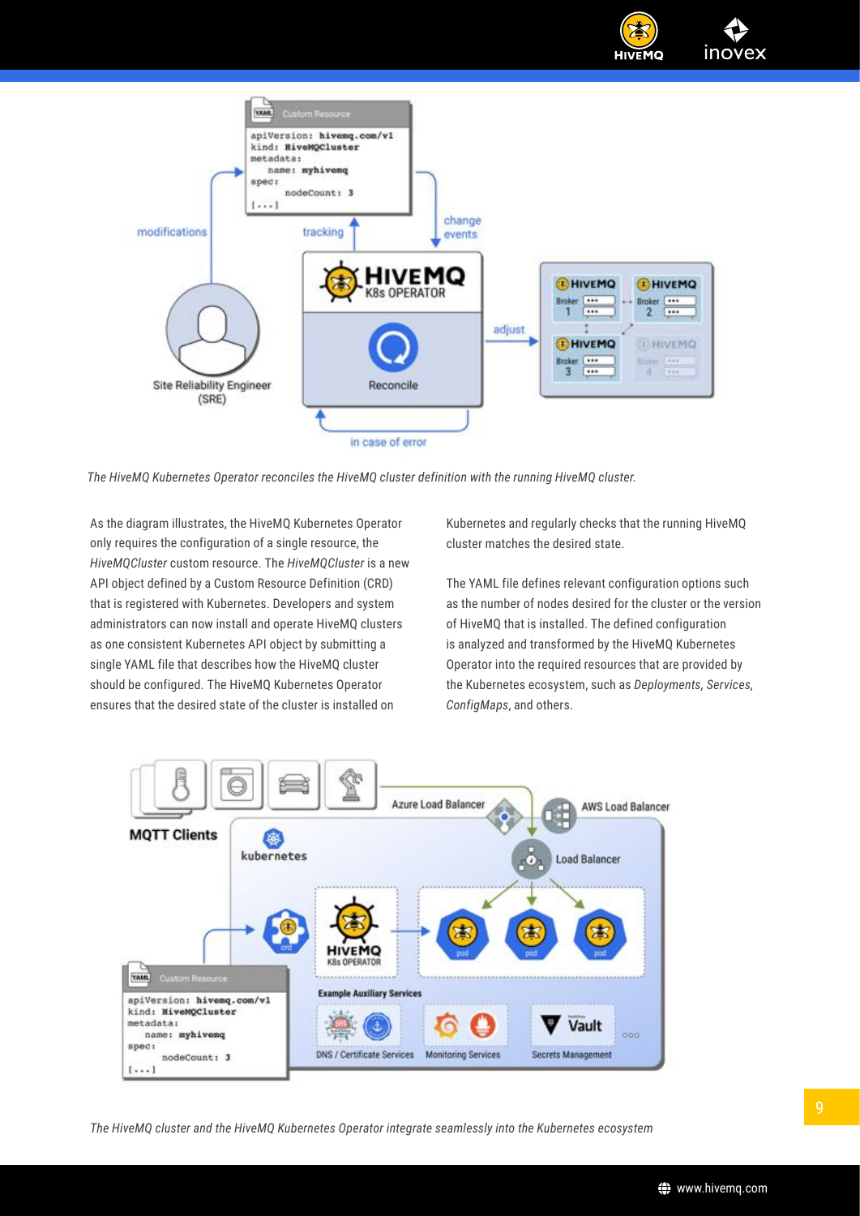*The HiveMQ Kubernetes Operator reconciles the HiveMQ cluster definition with the running HiveMQ cluster.*

As the diagram illustrates, the HiveMQ Kubernetes Operator only requires the configuration of a single resource, the *HiveMQCluster* custom resource. The *HiveMQCluster* is a new API object defined by a Custom Resource Definition (CRD) that is registered with Kubernetes. Developers and system administrators can now install and operate HiveMQ clusters as one consistent Kubernetes API object by submitting a single YAML file that describes how the HiveMQ cluster should be configured. The HiveMQ Kubernetes Operator ensures that the desired state of the cluster is installed on Kubernetes and regularly checks that the running HiveMQ cluster matches the desired state.

The YAML file defines relevant configuration options such as the number of nodes desired for the cluster or the version of HiveMQ that is installed. The defined configuration is analyzed and transformed by the HiveMQ Kubernetes Operator into the required resources that are provided by the Kubernetes ecosystem, such as *Deployments, Services, ConfigMaps*, and others.

*The HiveMQ cluster and the HiveMQ Kubernetes Operator integrate seamlessly into the Kubernetes ecosystem*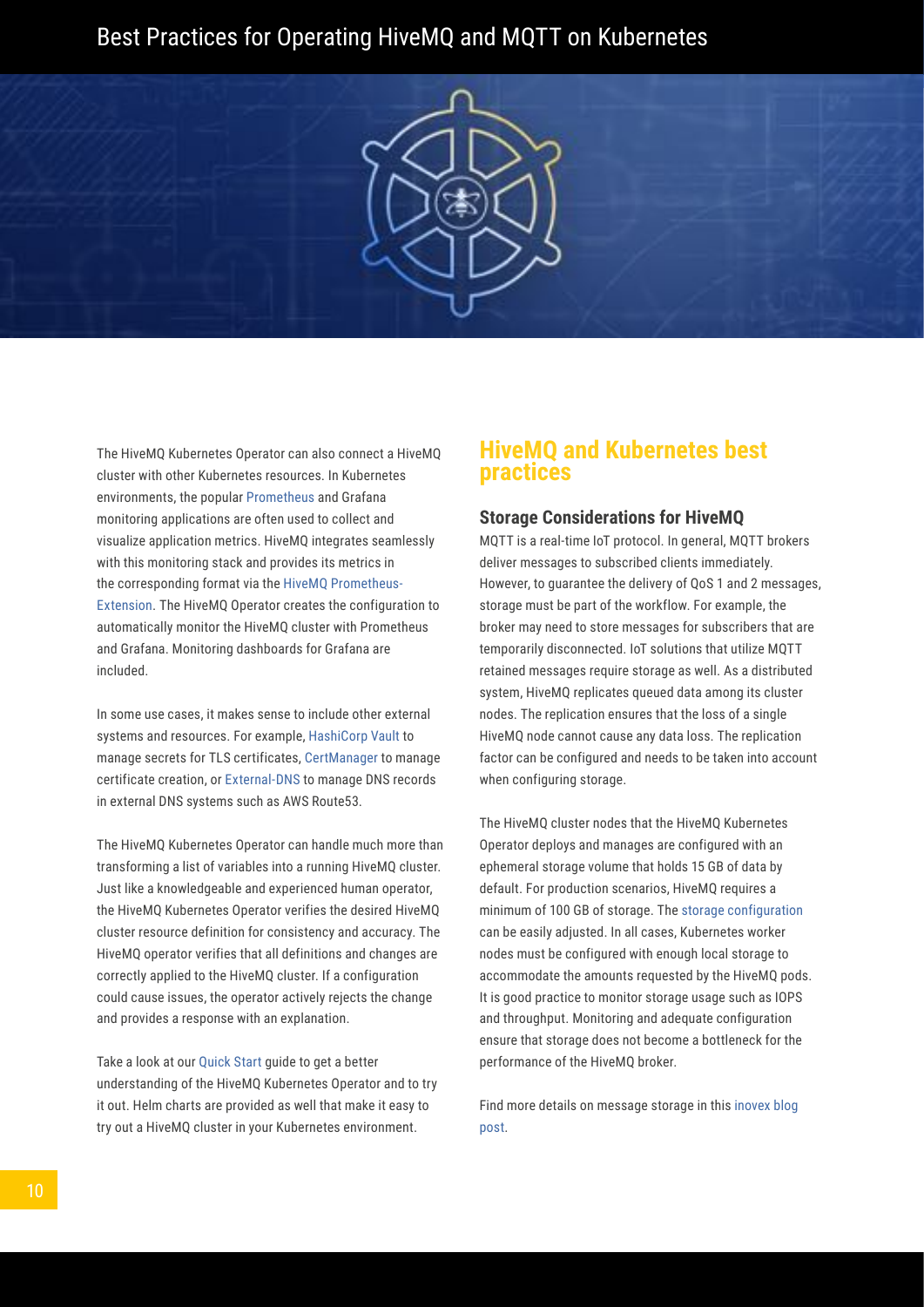The HiveMQ Kubernetes Operator can also connect a HiveMQ cluster with other Kubernetes resources. In Kubernetes environments, the popular Prometheus and Grafana monitoring applications are often used to collect and visualize application metrics. HiveMQ integrates seamlessly with this monitoring stack and provides its metrics in the corresponding format via the HiveMQ Prometheus-Extension. The HiveMQ Operator creates the configuration to automatically monitor the HiveMQ cluster with Prometheus and Grafana. Monitoring dashboards for Grafana are included.

In some use cases, it makes sense to include other external systems and resources. For example, HashiCorp Vault to manage secrets for TLS certificates, CertManager to manage certificate creation, or External-DNS to manage DNS records in external DNS systems such as AWS Route53.

The HiveMQ Kubernetes Operator can handle much more than transforming a list of variables into a running HiveMQ cluster. Just like a knowledgeable and experienced human operator, the HiveMQ Kubernetes Operator verifies the desired HiveMQ cluster resource definition for consistency and accuracy. The HiveMQ operator verifies that all definitions and changes are correctly applied to the HiveMQ cluster. If a configuration could cause issues, the operator actively rejects the change and provides a response with an explanation.

Take a look at our Quick Start guide to get a better understanding of the HiveMQ Kubernetes Operator and to try it out. Helm charts are provided as well that make it easy to try out a HiveMQ cluster in your Kubernetes environment.

## HiveMQ and Kubernetes best practices

### Storage Considerations for HiveMQ

MQTT is a real-time IoT protocol. In general, MQTT brokers deliver messages to subscribed clients immediately. However, to guarantee the delivery of QoS 1 and 2 messages, storage must be part of the workflow. For example, the broker may need to store messages for subscribers that are temporarily disconnected. IoT solutions that utilize MQTT retained messages require storage as well. As a distributed system, HiveMQ replicates queued data among its cluster nodes. The replication ensures that the loss of a single HiveMQ node cannot cause any data loss. The replication factor can be configured and needs to be taken into account when configuring storage.

The HiveMQ cluster nodes that the HiveMQ Kubernetes Operator deploys and manages are configured with an ephemeral storage volume that holds 15 GB of data by default. For production scenarios, HiveMQ requires a minimum of 100 GB of storage. The storage configuration can be easily adjusted. In all cases, Kubernetes worker nodes must be configured with enough local storage to accommodate the amounts requested by the HiveMQ pods. It is good practice to monitor storage usage such as IOPS and throughput. Monitoring and adequate configuration ensure that storage does not become a bottleneck for the performance of the HiveMQ broker.

Find more details on message storage in this inovex blog post.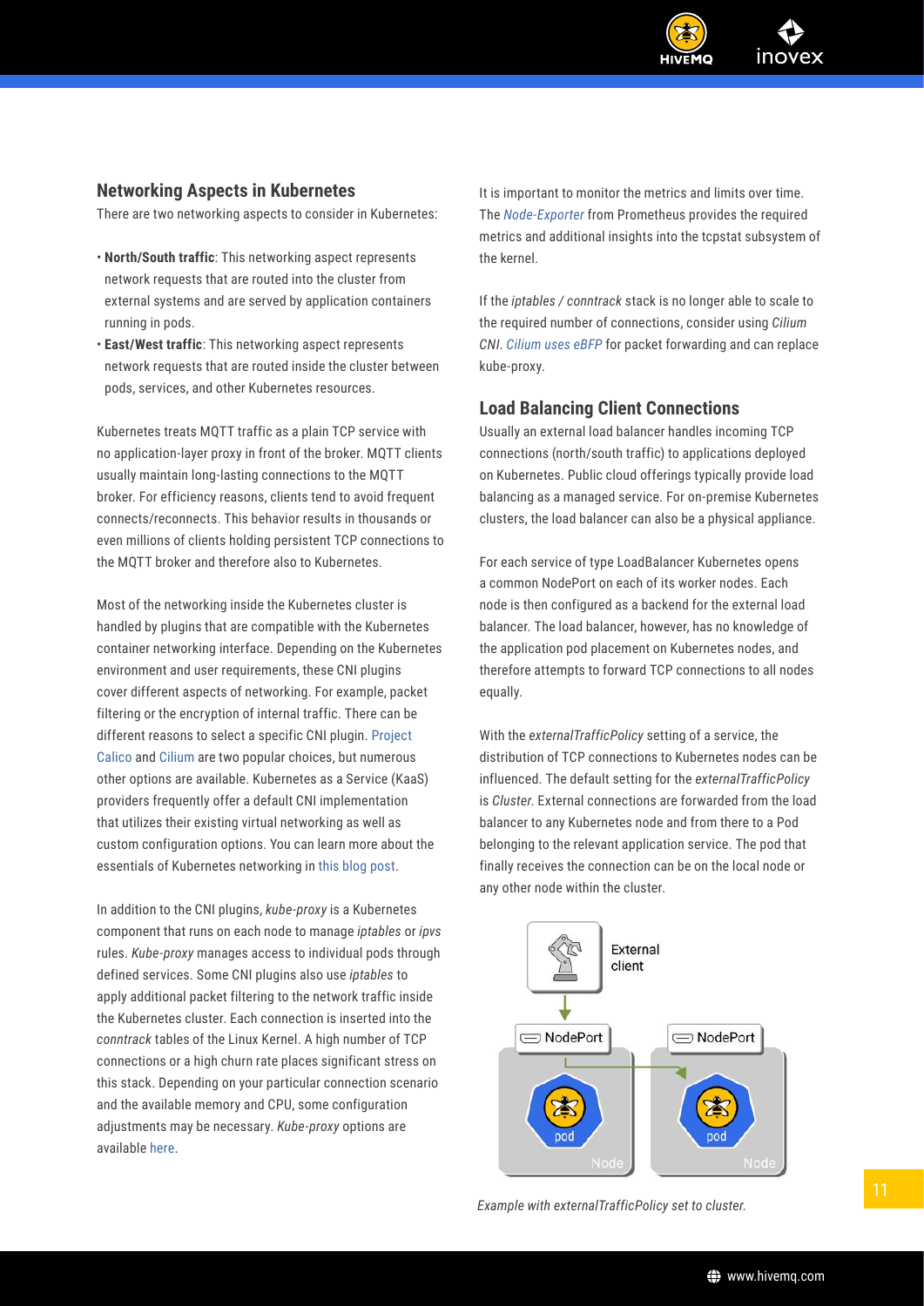## Networking Aspects in Kubernetes

There are two networking aspects to consider in Kubernetes:

- **North/South traffic**: This networking aspect represents network requests that are routed into the cluster from external systems and are served by application containers running in pods.
- **East/West traffic**: This networking aspect represents network requests that are routed inside the cluster between pods, services, and other Kubernetes resources.

Kubernetes treats MQTT traffic as a plain TCP service with no application-layer proxy in front of the broker. MQTT clients usually maintain long-lasting connections to the MQTT broker. For efficiency reasons, clients tend to avoid frequent connects/reconnects. This behavior results in thousands or even millions of clients holding persistent TCP connections to the MQTT broker and therefore also to Kubernetes.

Most of the networking inside the Kubernetes cluster is handled by plugins that are compatible with the Kubernetes container networking interface. Depending on the Kubernetes environment and user requirements, these CNI plugins cover different aspects of networking. For example, packet filtering or the encryption of internal traffic. There can be different reasons to select a specific CNI plugin. Project Calico and Cilium are two popular choices, but numerous other options are available. Kubernetes as a Service (KaaS) providers frequently offer a default CNI implementation that utilizes their existing virtual networking as well as custom configuration options. You can learn more about the essentials of Kubernetes networking in this blog post.

In addition to the CNI plugins, *kube-proxy* is a Kubernetes component that runs on each node to manage *iptables* or *ipvs* rules. *Kube-proxy* manages access to individual pods through defined services. Some CNI plugins also use *iptables* to apply additional packet filtering to the network traffic inside the Kubernetes cluster. Each connection is inserted into the *conntrack* tables of the Linux Kernel. A high number of TCP connections or a high churn rate places significant stress on this stack. Depending on your particular connection scenario and the available memory and CPU, some configuration adjustments may be necessary. *Kube-proxy* options are available here.

It is important to monitor the metrics and limits over time. The *Node-Exporter* from Prometheus provides the required metrics and additional insights into the tcpstat subsystem of the kernel.

If the *iptables / conntrack* stack is no longer able to scale to the required number of connections, consider using *Cilium CNI*. *Cilium uses eBFP* for packet forwarding and can replace kube-proxy.

## Load Balancing Client Connections

Usually an external load balancer handles incoming TCP connections (north/south traffic) to applications deployed on Kubernetes. Public cloud offerings typically provide load balancing as a managed service. For on-premise Kubernetes clusters, the load balancer can also be a physical appliance.

For each service of type LoadBalancer Kubernetes opens a common NodePort on each of its worker nodes. Each node is then configured as a backend for the external load balancer. The load balancer, however, has no knowledge of the application pod placement on Kubernetes nodes, and therefore attempts to forward TCP connections to all nodes equally.

With the *externalTrafficPolicy* setting of a service, the distribution of TCP connections to Kubernetes nodes can be influenced. The default setting for the *externalTrafficPolicy* is *Cluster*. External connections are forwarded from the load balancer to any Kubernetes node and from there to a Pod belonging to the relevant application service. The pod that finally receives the connection can be on the local node or any other node within the cluster.

*Example with externalTrafficPolicy set to cluster.*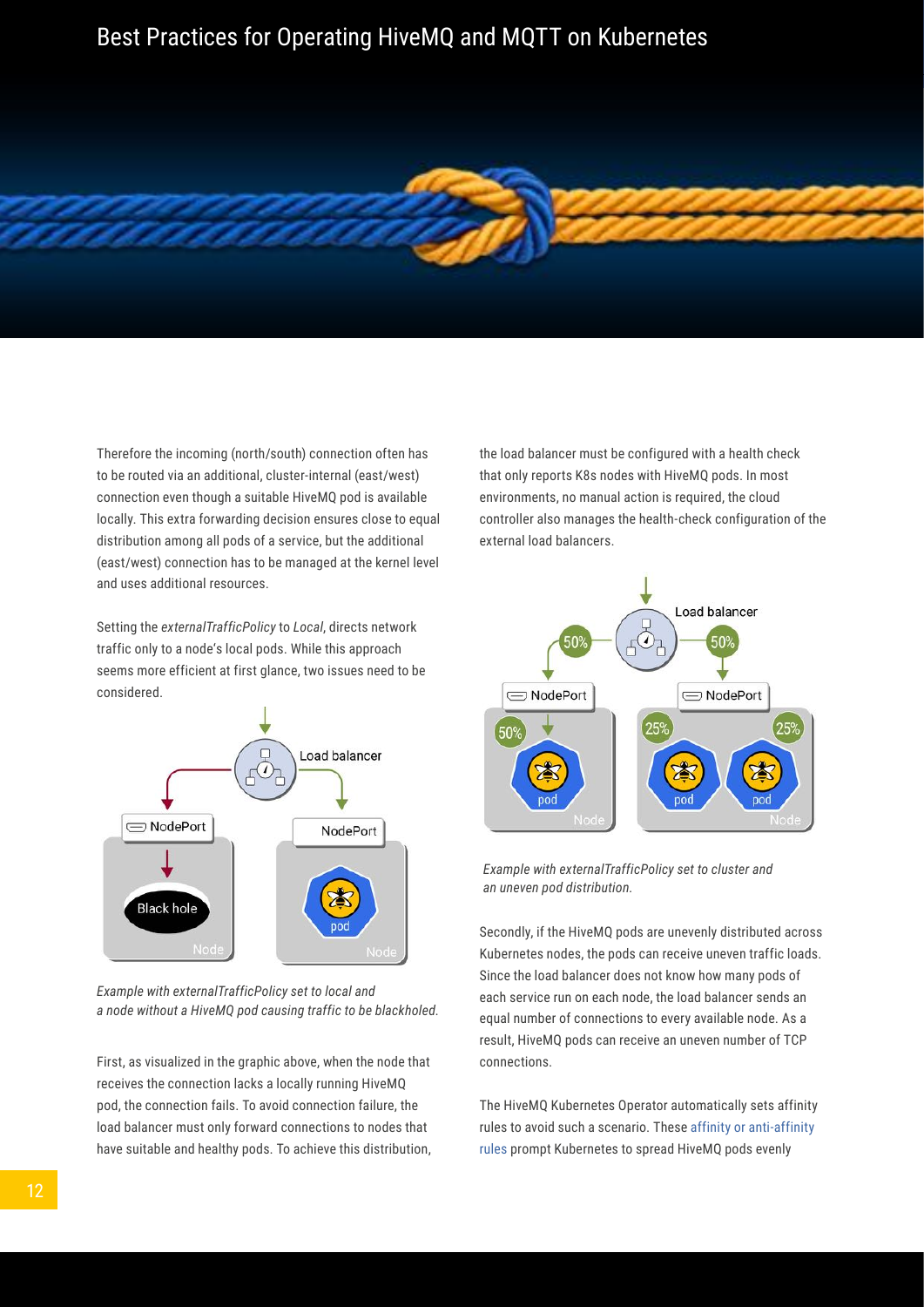Therefore the incoming (north/south) connection often has to be routed via an additional, cluster-internal (east/west) connection even though a suitable HiveMQ pod is available locally. This extra forwarding decision ensures close to equal distribution among all pods of a service, but the additional (east/west) connection has to be managed at the kernel level and uses additional resources.

Setting the *externalTrafficPolicy* to *Local*, directs network traffic only to a node's local pods. While this approach seems more efficient at first glance, two issues need to be considered.

*Example with externalTrafficPolicy set to local and a node without a HiveMQ pod causing traffic to be blackholed.*

First, as visualized in the graphic above, when the node that receives the connection lacks a locally running HiveMQ pod, the connection fails. To avoid connection failure, the load balancer must only forward connections to nodes that have suitable and healthy pods. To achieve this distribution, the load balancer must be configured with a health check that only reports K8s nodes with HiveMQ pods. In most environments, no manual action is required, the cloud controller also manages the health-check configuration of the external load balancers.

*Example with externalTrafficPolicy set to cluster and an uneven pod distribution.*

Secondly, if the HiveMQ pods are unevenly distributed across Kubernetes nodes, the pods can receive uneven traffic loads. Since the load balancer does not know how many pods of each service run on each node, the load balancer sends an equal number of connections to every available node. As a result, HiveMQ pods can receive an uneven number of TCP connections.

The HiveMQ Kubernetes Operator automatically sets affinity rules to avoid such a scenario. These affinity or anti-affinity rules prompt Kubernetes to spread HiveMQ pods evenly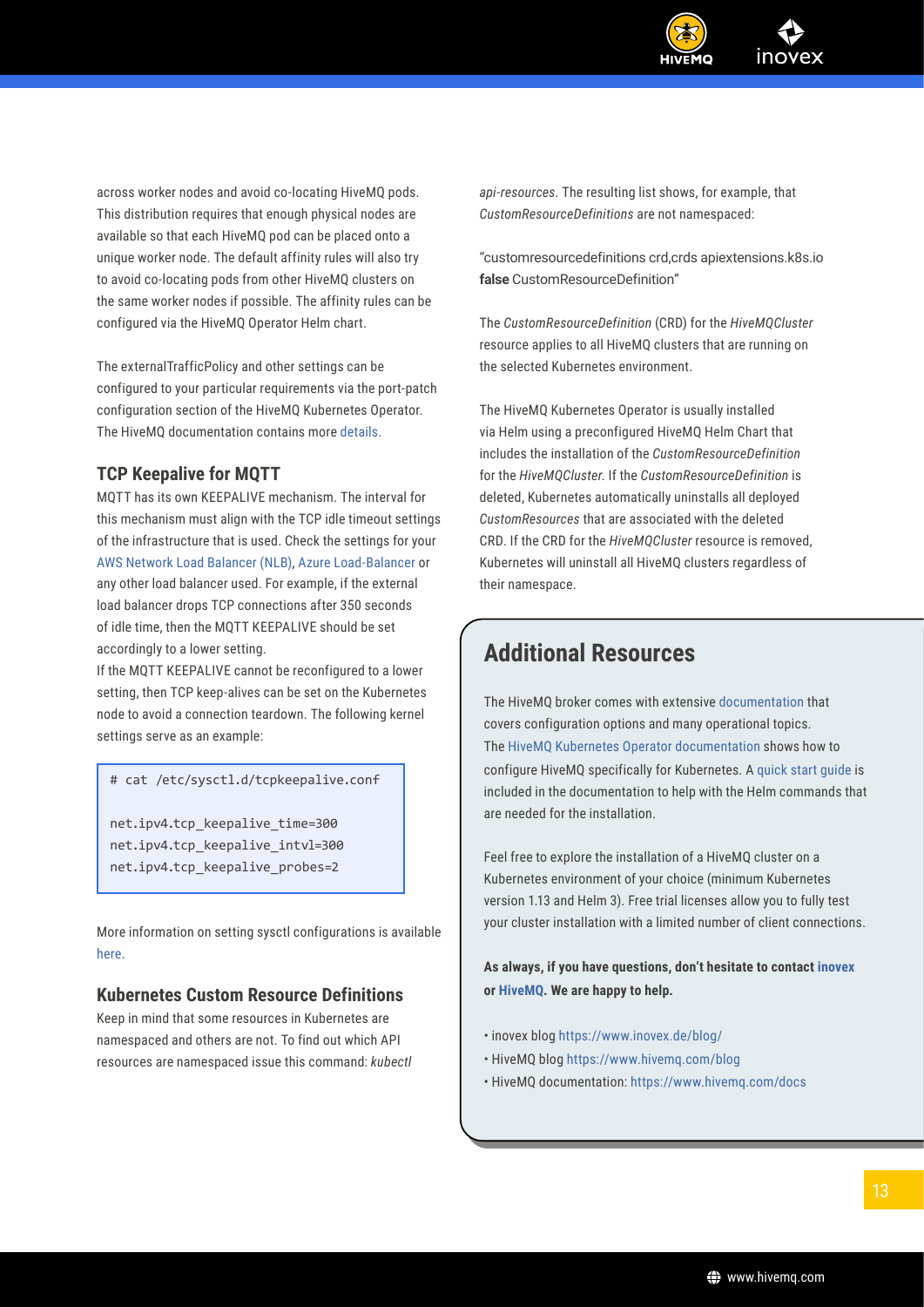across worker nodes and avoid co-locating HiveMQ pods. This distribution requires that enough physical nodes are available so that each HiveMQ pod can be placed onto a unique worker node. The default affinity rules will also try to avoid co-locating pods from other HiveMQ clusters on the same worker nodes if possible. The affinity rules can be configured via the HiveMQ Operator Helm chart.

The externalTrafficPolicy and other settings can be configured to your particular requirements via the port-patch configuration section of the HiveMQ Kubernetes Operator. The HiveMQ documentation contains more details.

### TCP Keepalive for MQTT

MQTT has its own KEEPALIVE mechanism. The interval for this mechanism must align with the TCP idle timeout settings of the infrastructure that is used. Check the settings for your AWS Network Load Balancer (NLB), Azure Load-Balancer or any other load balancer used. For example, if the external load balancer drops TCP connections after 350 seconds of idle time, then the MQTT KEEPALIVE should be set accordingly to a lower setting.
If the MQTT KEEPALIVE cannot be reconfigured to a lower setting, then TCP keep-alives can be set on the Kubernetes node to avoid a connection teardown. The following kernel settings serve as an example:

```
# cat /etc/sysctl.d/tcpkeepalive.conf

net.ipv4.tcp_keepalive_time=300
net.ipv4.tcp_keepalive_intvl=300
net.ipv4.tcp_keepalive_probes=2
```

More information on setting sysctl configurations is available here.

### Kubernetes Custom Resource Definitions

Keep in mind that some resources in Kubernetes are namespaced and others are not. To find out which API resources are namespaced issue this command: *kubectl api-resources*. The resulting list shows, for example, that *CustomResourceDefinitions* are not namespaced:

"customresourcedefinitions crd,crds apiextensions.k8s.io **false** CustomResourceDefinition"

The *CustomResourceDefinition* (CRD) for the *HiveMQCluster* resource applies to all HiveMQ clusters that are running on the selected Kubernetes environment.

The HiveMQ Kubernetes Operator is usually installed via Helm using a preconfigured HiveMQ Helm Chart that includes the installation of the *CustomResourceDefinition* for the *HiveMQCluster*. If the *CustomResourceDefinition* is deleted, Kubernetes automatically uninstalls all deployed *CustomResources* that are associated with the deleted CRD. If the CRD for the *HiveMQCluster* resource is removed, Kubernetes will uninstall all HiveMQ clusters regardless of their namespace.

## Additional Resources

The HiveMQ broker comes with extensive documentation that covers configuration options and many operational topics. The HiveMQ Kubernetes Operator documentation shows how to configure HiveMQ specifically for Kubernetes. A quick start guide is included in the documentation to help with the Helm commands that are needed for the installation.

Feel free to explore the installation of a HiveMQ cluster on a Kubernetes environment of your choice (minimum Kubernetes version 1.13 and Helm 3). Free trial licenses allow you to fully test your cluster installation with a limited number of client connections.

**As always, if you have questions, don't hesitate to contact inovex or HiveMQ. We are happy to help.**

- inovex blog https://www.inovex.de/blog/
- HiveMQ blog https://www.hivemq.com/blog
- HiveMQ documentation: https://www.hivemq.com/docs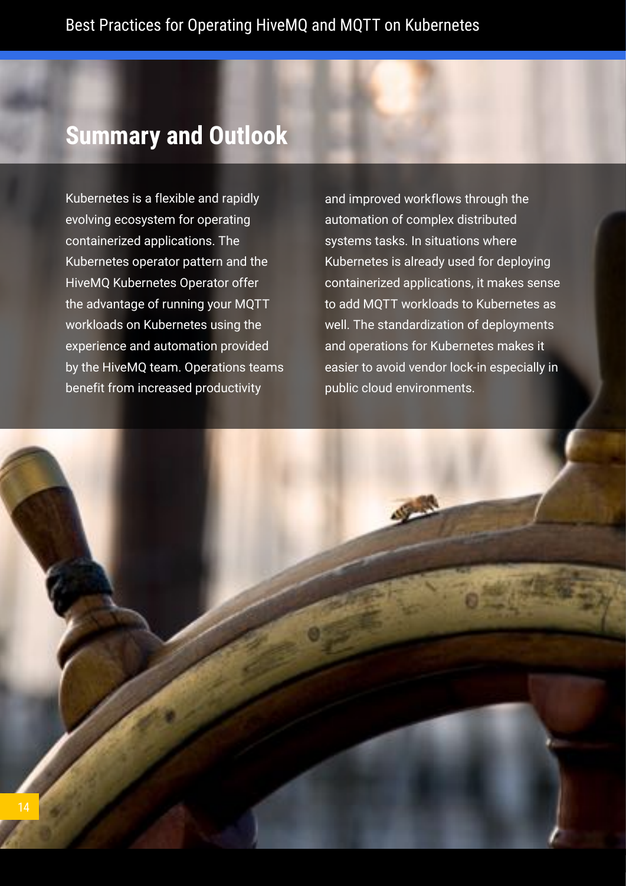# Summary and Outlook

Kubernetes is a flexible and rapidly evolving ecosystem for operating containerized applications. The Kubernetes operator pattern and the HiveMQ Kubernetes Operator offer the advantage of running your MQTT workloads on Kubernetes using the experience and automation provided by the HiveMQ team. Operations teams benefit from increased productivity and improved workflows through the automation of complex distributed systems tasks. In situations where Kubernetes is already used for deploying containerized applications, it makes sense to add MQTT workloads to Kubernetes as well. The standardization of deployments and operations for Kubernetes makes it easier to avoid vendor lock-in especially in public cloud environments.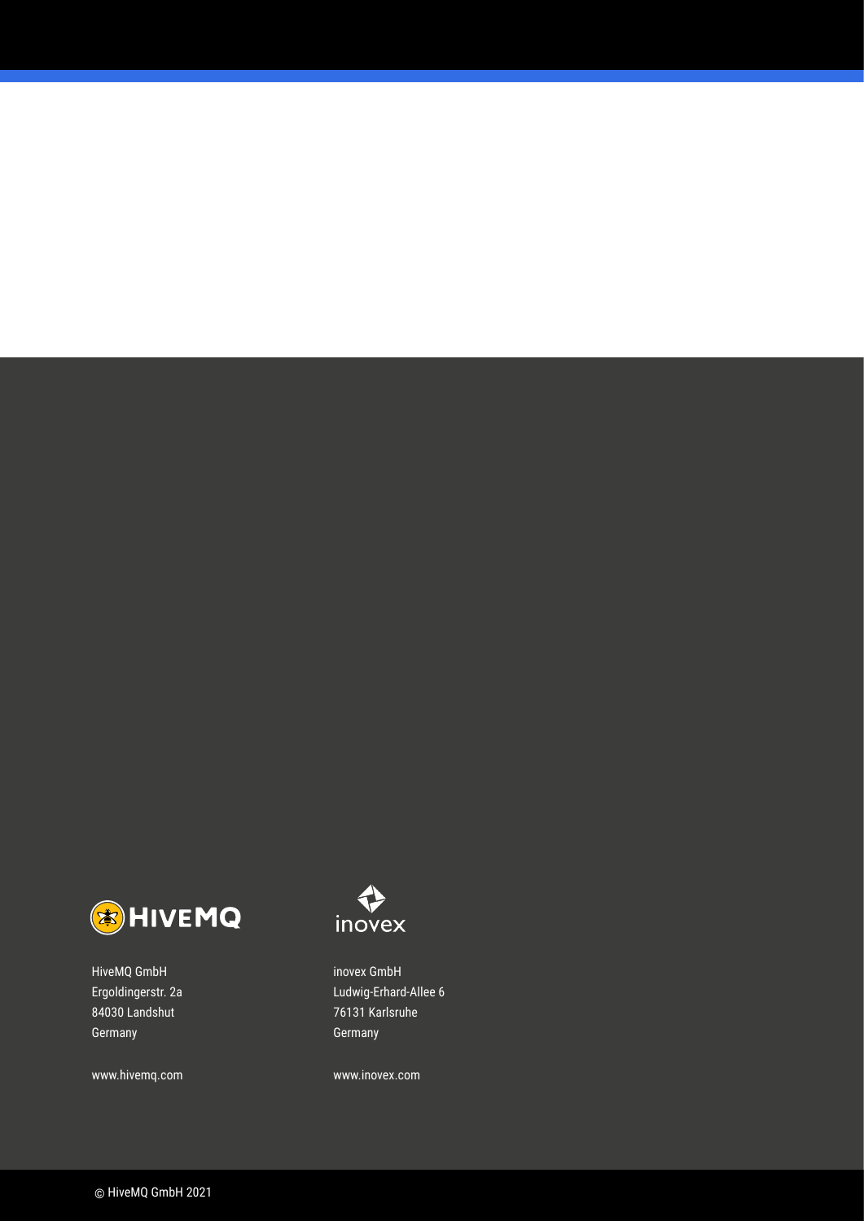HiveMQ GmbH
Ergoldingerstr. 2a
84030 Landshut
Germany

www.hivemq.com

inovex GmbH
Ludwig-Erhard-Allee 6
76131 Karlsruhe
Germany

www.inovex.com

© HiveMQ GmbH 2021